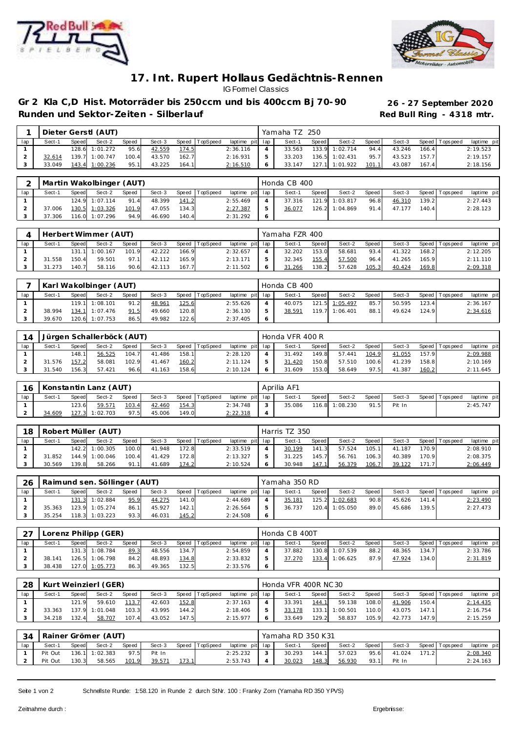# 17. Int. Rupert Hollaus Gedächtnis-Rennen

IG Formel Classics

**Gr 2 Kla C,D Hist. Motorräder bis 250ccm und bis 400ccm Bj 70-90**

**Runden und Sektor-Zeiten - Silberlauf**

**26 - 27 September 2020**

**Red Bull Ring - 4318 mtr.**

| 1 | Dieter Gerstl (AUT) | | | | | | | | Yamaha TZ 250 | | | | | | | | |
|---|---|---|---|---|---|---|---|---|---|---|---|---|---|---|---|---|---|
| lap | Sect-1 | Speed | Sect-2 | Speed | Sect-3 | Speed | TopSpeed | laptime pit | lap | Sect-1 | Speed | Sect-2 | Speed | Sect-3 | Speed | Topspeed | laptime pit |
| 1 | | 128.6 | 1:01.272 | 95.6 | 42.559 | 174.5 | | 2:36.116 | 4 | 33.563 | 133.9 | 1:02.714 | 94.4 | 43.246 | 166.4 | | 2:19.523 |
| 2 | 32.614 | 139.7 | 1:00.747 | 100.4 | 43.570 | 162.7 | | 2:16.931 | 5 | 33.203 | 136.5 | 1:02.431 | 95.7 | 43.523 | 157.7 | | 2:19.157 |
| 3 | 33.049 | 143.4 | 1:00.236 | 95.1 | 43.225 | 164.1 | | 2:16.510 | 6 | 33.147 | 127.1 | 1:01.922 | 101.1 | 43.087 | 167.4 | | 2:18.156 |

| 2 | Martin Wakolbinger (AUT) | | | | | | | | Honda CB 400 | | | | | | | | |
|---|---|---|---|---|---|---|---|---|---|---|---|---|---|---|---|---|---|
| lap | Sect-1 | Speed | Sect-2 | Speed | Sect-3 | Speed | TopSpeed | laptime pit | lap | Sect-1 | Speed | Sect-2 | Speed | Sect-3 | Speed | Topspeed | laptime pit |
| 1 | | 124.9 | 1:07.114 | 91.4 | 48.399 | 141.2 | | 2:55.469 | 4 | 37.316 | 121.9 | 1:03.817 | 96.8 | 46.310 | 139.2 | | 2:27.443 |
| 2 | 37.006 | 130.5 | 1:03.326 | 101.9 | 47.055 | 134.3 | | 2:27.387 | 5 | 36.077 | 126.2 | 1:04.869 | 91.4 | 47.177 | 140.4 | | 2:28.123 |
| 3 | 37.306 | 116.0 | 1:07.296 | 94.9 | 46.690 | 140.4 | | 2:31.292 | 6 | | | | | | | | |

| 4 | Herbert Wimmer (AUT) | | | | | | | | Yamaha FZR 400 | | | | | | | | |
|---|---|---|---|---|---|---|---|---|---|---|---|---|---|---|---|---|---|
| lap | Sect-1 | Speed | Sect-2 | Speed | Sect-3 | Speed | TopSpeed | laptime pit | lap | Sect-1 | Speed | Sect-2 | Speed | Sect-3 | Speed | Topspeed | laptime pit |
| 1 | | 131.1 | 1:00.167 | 101.9 | 42.222 | 166.9 | | 2:32.657 | 4 | 32.202 | 153.0 | 58.681 | 93.4 | 41.322 | 168.2 | | 2:12.205 |
| 2 | 31.558 | 150.4 | 59.501 | 97.1 | 42.112 | 165.9 | | 2:13.171 | 5 | 32.345 | 155.4 | 57.500 | 96.4 | 41.265 | 165.9 | | 2:11.110 |
| 3 | 31.273 | 140.7 | 58.116 | 90.6 | 42.113 | 167.7 | | 2:11.502 | 6 | 31.266 | 138.2 | 57.628 | 105.3 | 40.424 | 169.8 | | 2:09.318 |

| 7 | Karl Wakolbinger (AUT) | | | | | | | | Honda CB 400 | | | | | | | | |
|---|---|---|---|---|---|---|---|---|---|---|---|---|---|---|---|---|---|
| lap | Sect-1 | Speed | Sect-2 | Speed | Sect-3 | Speed | TopSpeed | laptime pit | lap | Sect-1 | Speed | Sect-2 | Speed | Sect-3 | Speed | Topspeed | laptime pit |
| 1 | | 119.1 | 1:08.101 | 91.2 | 48.961 | 125.6 | | 2:55.626 | 4 | 40.075 | 121.5 | 1:05.497 | 85.7 | 50.595 | 123.4 | | 2:36.167 |
| 2 | 38.994 | 134.1 | 1:07.476 | 91.5 | 49.660 | 120.8 | | 2:36.130 | 5 | 38.591 | 119.7 | 1:06.401 | 88.1 | 49.624 | 124.9 | | 2:34.616 |
| 3 | 39.670 | 120.6 | 1:07.753 | 86.5 | 49.982 | 122.6 | | 2:37.405 | 6 | | | | | | | | |

| 14 | Jürgen Schallerböck (AUT) | | | | | | | | Honda VFR 400 R | | | | | | | | |
|---|---|---|---|---|---|---|---|---|---|---|---|---|---|---|---|---|---|
| lap | Sect-1 | Speed | Sect-2 | Speed | Sect-3 | Speed | TopSpeed | laptime pit | lap | Sect-1 | Speed | Sect-2 | Speed | Sect-3 | Speed | Topspeed | laptime pit |
| 1 | | 148.1 | 56.525 | 104.7 | 41.486 | 158.1 | | 2:28.120 | 4 | 31.492 | 149.8 | 57.441 | 104.9 | 41.055 | 157.9 | | 2:09.988 |
| 2 | 31.576 | 157.2 | 58.081 | 102.9 | 41.467 | 160.2 | | 2:11.124 | 5 | 31.420 | 150.8 | 57.510 | 100.6 | 41.239 | 158.8 | | 2:10.169 |
| 3 | 31.540 | 156.3 | 57.421 | 96.6 | 41.163 | 158.6 | | 2:10.124 | 6 | 31.609 | 153.0 | 58.649 | 97.5 | 41.387 | 160.2 | | 2:11.645 |

| 16 | Konstantin Lanz (AUT) | | | | | | | | Aprilia AF1 | | | | | | | | |
|---|---|---|---|---|---|---|---|---|---|---|---|---|---|---|---|---|---|
| lap | Sect-1 | Speed | Sect-2 | Speed | Sect-3 | Speed | TopSpeed | laptime pit | lap | Sect-1 | Speed | Sect-2 | Speed | Sect-3 | Speed | Topspeed | laptime pit |
| 1 | | 123.6 | 59.571 | 103.4 | 42.460 | 154.3 | | 2:34.748 | 3 | 35.086 | 116.8 | 1:08.230 | 91.5 | Pit In | | | 2:45.747 |
| 2 | 34.609 | 127.3 | 1:02.703 | 97.5 | 45.006 | 149.0 | | 2:22.318 | 4 | | | | | | | | |

| 18 | Robert Müller (AUT) | | | | | | | | Harris TZ 350 | | | | | | | | |
|---|---|---|---|---|---|---|---|---|---|---|---|---|---|---|---|---|---|
| lap | Sect-1 | Speed | Sect-2 | Speed | Sect-3 | Speed | TopSpeed | laptime pit | lap | Sect-1 | Speed | Sect-2 | Speed | Sect-3 | Speed | Topspeed | laptime pit |
| 1 | | 142.2 | 1:00.305 | 100.0 | 41.948 | 172.8 | | 2:33.519 | 4 | 30.199 | 141.3 | 57.524 | 105.1 | 41.187 | 170.9 | | 2:08.910 |
| 2 | 31.852 | 144.9 | 1:00.046 | 100.4 | 41.429 | 172.8 | | 2:13.327 | 5 | 31.225 | 145.7 | 56.761 | 106.3 | 40.389 | 170.9 | | 2:08.375 |
| 3 | 30.569 | 139.8 | 58.266 | 91.1 | 41.689 | 174.2 | | 2:10.524 | 6 | 30.948 | 147.1 | 56.379 | 106.7 | 39.122 | 171.7 | | 2:06.449 |

| 26 | Raimund sen. Söllinger (AUT) | | | | | | | | Yamaha 350 RD | | | | | | | | |
|---|---|---|---|---|---|---|---|---|---|---|---|---|---|---|---|---|---|
| lap | Sect-1 | Speed | Sect-2 | Speed | Sect-3 | Speed | TopSpeed | laptime pit | lap | Sect-1 | Speed | Sect-2 | Speed | Sect-3 | Speed | Topspeed | laptime pit |
| 1 | | 131.3 | 1:02.884 | 95.9 | 44.275 | 141.0 | | 2:44.689 | 4 | 35.181 | 125.2 | 1:02.683 | 90.8 | 45.626 | 141.4 | | 2:23.490 |
| 2 | 35.363 | 123.9 | 1:05.274 | 86.1 | 45.927 | 142.1 | | 2:26.564 | 5 | 36.737 | 120.4 | 1:05.050 | 89.0 | 45.686 | 139.5 | | 2:27.473 |
| 3 | 35.254 | 118.3 | 1:03.223 | 93.3 | 46.031 | 145.2 | | 2:24.508 | 6 | | | | | | | | |

| 27 | Lorenz Philipp (GER) | | | | | | | | Honda CB 400T | | | | | | | | |
|---|---|---|---|---|---|---|---|---|---|---|---|---|---|---|---|---|---|
| lap | Sect-1 | Speed | Sect-2 | Speed | Sect-3 | Speed | TopSpeed | laptime pit | lap | Sect-1 | Speed | Sect-2 | Speed | Sect-3 | Speed | Topspeed | laptime pit |
| 1 | | 131.3 | 1:08.784 | 89.3 | 48.556 | 134.7 | | 2:54.859 | 4 | 37.882 | 130.8 | 1:07.539 | 88.2 | 48.365 | 134.7 | | 2:33.786 |
| 2 | 38.141 | 126.5 | 1:06.798 | 84.2 | 48.893 | 134.8 | | 2:33.832 | 5 | 37.270 | 133.4 | 1:06.625 | 87.9 | 47.924 | 134.0 | | 2:31.819 |
| 3 | 38.438 | 127.0 | 1:05.773 | 86.3 | 49.365 | 132.5 | | 2:33.576 | 6 | | | | | | | | |

| 28 | Kurt Weinzierl (GER) | | | | | | | | Honda VFR 400R NC30 | | | | | | | | |
|---|---|---|---|---|---|---|---|---|---|---|---|---|---|---|---|---|---|
| lap | Sect-1 | Speed | Sect-2 | Speed | Sect-3 | Speed | TopSpeed | laptime pit | lap | Sect-1 | Speed | Sect-2 | Speed | Sect-3 | Speed | Topspeed | laptime pit |
| 1 | | 121.9 | 59.610 | 113.7 | 42.603 | 152.8 | | 2:37.163 | 4 | 33.391 | 144.1 | 59.138 | 108.0 | 41.906 | 150.4 | | 2:14.435 |
| 2 | 33.363 | 137.9 | 1:01.048 | 103.3 | 43.995 | 144.2 | | 2:18.406 | 5 | 33.178 | 133.1 | 1:00.501 | 110.0 | 43.075 | 147.1 | | 2:16.754 |
| 3 | 34.218 | 132.4 | 58.707 | 107.4 | 43.052 | 147.5 | | 2:15.977 | 6 | 33.649 | 129.2 | 58.837 | 105.9 | 42.773 | 147.9 | | 2:15.259 |

| 34 | Rainer Grömer (AUT) | | | | | | | | Yamaha RD 350 K31 | | | | | | | | |
|---|---|---|---|---|---|---|---|---|---|---|---|---|---|---|---|---|---|
| lap | Sect-1 | Speed | Sect-2 | Speed | Sect-3 | Speed | TopSpeed | laptime pit | lap | Sect-1 | Speed | Sect-2 | Speed | Sect-3 | Speed | Topspeed | laptime pit |
| 1 | Pit Out | 136.1 | 1:02.383 | 97.5 | Pit In | | | 2:25.232 | 3 | 30.293 | 144.1 | 57.023 | 95.6 | 41.024 | 171.2 | | 2:08.340 |
| 2 | Pit Out | 130.3 | 58.565 | 101.9 | 39.571 | 173.1 | | 2:53.743 | 4 | 30.023 | 148.3 | 56.930 | 93.1 | Pit In | | | 2:24.163 |

Schnellste Runde: 1:58.120 in Runde 2 durch StNr. 100 : Franky Zorn (Yamaha RD 350 YPVS)

Zeitnahme durch :

Ergebnisse: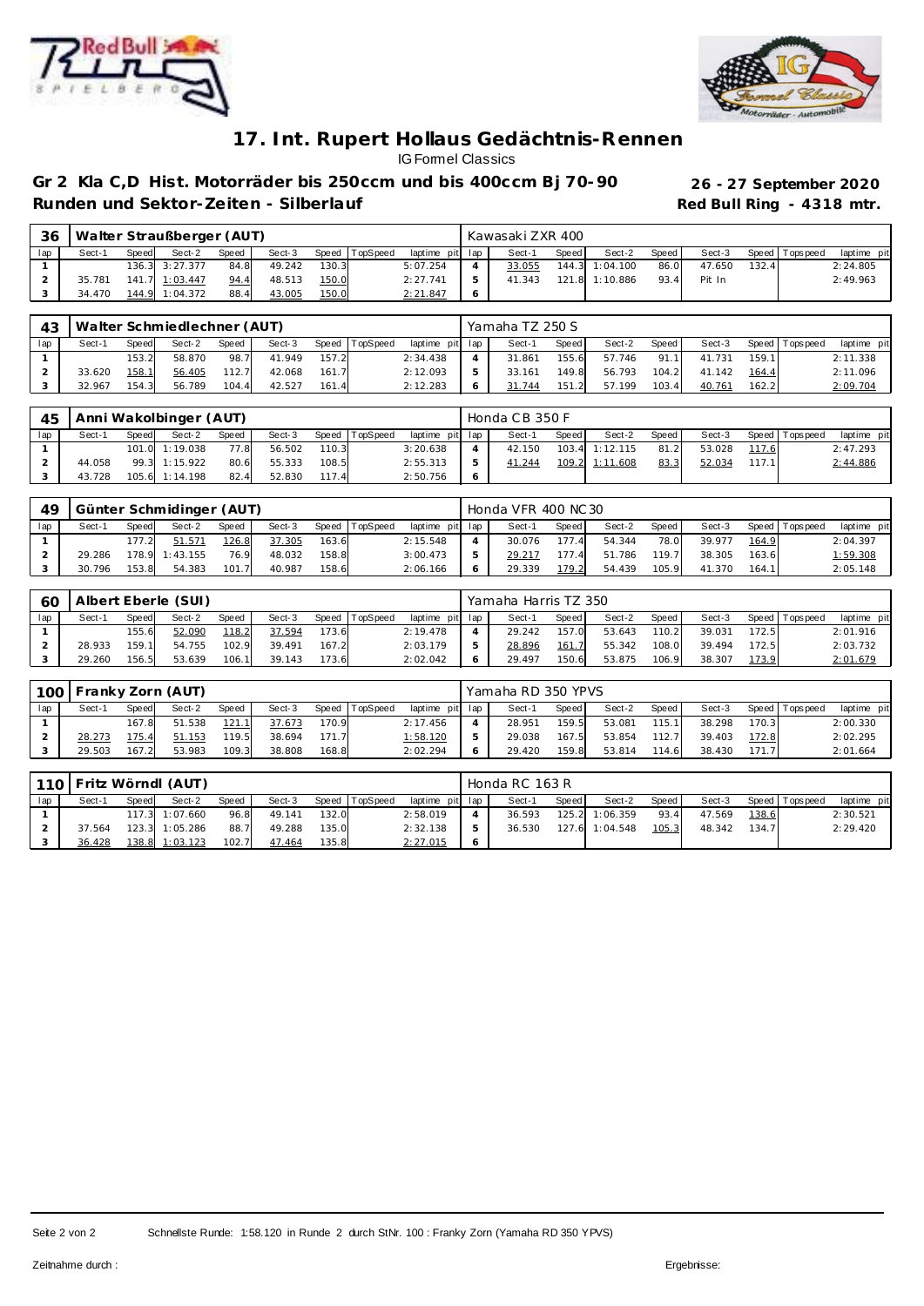# 17. Int. Rupert Hollaus Gedächtnis-Rennen

IG Formel Classics

## Gr 2 Kla C,D Hist. Motorräder bis 250ccm und bis 400ccm Bj 70-90

## Runden und Sektor-Zeiten - Silberlauf

**26 - 27 September 2020**

**Red Bull Ring - 4318 mtr.**

| 36 | Walter Straußberger (AUT) | | | | | | | | Kawasaki ZXR 400 | | | | | | | | |
|---|---|---|---|---|---|---|---|---|---|---|---|---|---|---|---|---|---|
| lap | Sect-1 | Speed | Sect-2 | Speed | Sect-3 | Speed | TopSpeed | laptime pit | lap | Sect-1 | Speed | Sect-2 | Speed | Sect-3 | Speed | Topspeed | laptime pit |
| 1 | | 136.3 | 3:27.377 | 84.8 | 49.242 | 130.3 | | 5:07.254 | 4 | 33.055 | 144.3 | 1:04.100 | 86.0 | 47.650 | 132.4 | | 2:24.805 |
| 2 | 35.781 | 141.7 | 1:03.447 | 94.4 | 48.513 | 150.0 | | 2:27.741 | 5 | 41.343 | 121.8 | 1:10.886 | 93.4 | Pit In | | | 2:49.963 |
| 3 | 34.470 | 144.9 | 1:04.372 | 88.4 | 43.005 | 150.0 | | 2:21.847 | 6 | | | | | | | | |

| 43 | Walter Schmiedlechner (AUT) | | | | | | | | Yamaha TZ 250 S | | | | | | | | |
|---|---|---|---|---|---|---|---|---|---|---|---|---|---|---|---|---|---|
| lap | Sect-1 | Speed | Sect-2 | Speed | Sect-3 | Speed | TopSpeed | laptime pit | lap | Sect-1 | Speed | Sect-2 | Speed | Sect-3 | Speed | Topspeed | laptime pit |
| 1 | | 153.2 | 58.870 | 98.7 | 41.949 | 157.2 | | 2:34.438 | 4 | 31.861 | 155.6 | 57.746 | 91.1 | 41.731 | 159.1 | | 2:11.338 |
| 2 | 33.620 | 158.1 | 56.405 | 112.7 | 42.068 | 161.7 | | 2:12.093 | 5 | 33.161 | 149.8 | 56.793 | 104.2 | 41.142 | 164.4 | | 2:11.096 |
| 3 | 32.967 | 154.3 | 56.789 | 104.4 | 42.527 | 161.4 | | 2:12.283 | 6 | 31.744 | 151.2 | 57.199 | 103.4 | 40.761 | 162.2 | | 2:09.704 |

| 45 | Anni Wakolbinger (AUT) | | | | | | | | Honda CB 350 F | | | | | | | | |
|---|---|---|---|---|---|---|---|---|---|---|---|---|---|---|---|---|---|
| lap | Sect-1 | Speed | Sect-2 | Speed | Sect-3 | Speed | TopSpeed | laptime pit | lap | Sect-1 | Speed | Sect-2 | Speed | Sect-3 | Speed | Topspeed | laptime pit |
| 1 | | 101.0 | 1:19.038 | 77.8 | 56.502 | 110.3 | | 3:20.638 | 4 | 42.150 | 103.4 | 1:12.115 | 81.2 | 53.028 | 117.6 | | 2:47.293 |
| 2 | 44.058 | 99.3 | 1:15.922 | 80.6 | 55.333 | 108.5 | | 2:55.313 | 5 | 41.244 | 109.2 | 1:11.608 | 83.3 | 52.034 | 117.1 | | 2:44.886 |
| 3 | 43.728 | 105.6 | 1:14.198 | 82.4 | 52.830 | 117.4 | | 2:50.756 | 6 | | | | | | | | |

| 49 | Günter Schmidinger (AUT) | | | | | | | | Honda VFR 400 NC30 | | | | | | | | |
|---|---|---|---|---|---|---|---|---|---|---|---|---|---|---|---|---|---|
| lap | Sect-1 | Speed | Sect-2 | Speed | Sect-3 | Speed | TopSpeed | laptime pit | lap | Sect-1 | Speed | Sect-2 | Speed | Sect-3 | Speed | Topspeed | laptime pit |
| 1 | | 177.2 | 51.571 | 126.8 | 37.305 | 163.6 | | 2:15.548 | 4 | 30.076 | 177.4 | 54.344 | 78.0 | 39.977 | 164.9 | | 2:04.397 |
| 2 | 29.286 | 178.9 | 1:43.155 | 76.9 | 48.032 | 158.8 | | 3:00.473 | 5 | 29.217 | 177.4 | 51.786 | 119.7 | 38.305 | 163.6 | | 1:59.308 |
| 3 | 30.796 | 153.8 | 54.383 | 101.7 | 40.987 | 158.6 | | 2:06.166 | 6 | 29.339 | 179.2 | 54.439 | 105.9 | 41.370 | 164.1 | | 2:05.148 |

| 60 | Albert Eberle (SUI) | | | | | | | | Yamaha Harris TZ 350 | | | | | | | | |
|---|---|---|---|---|---|---|---|---|---|---|---|---|---|---|---|---|---|
| lap | Sect-1 | Speed | Sect-2 | Speed | Sect-3 | Speed | TopSpeed | laptime pit | lap | Sect-1 | Speed | Sect-2 | Speed | Sect-3 | Speed | Topspeed | laptime pit |
| 1 | | 155.6 | 52.090 | 118.2 | 37.594 | 173.6 | | 2:19.478 | 4 | 29.242 | 157.0 | 53.643 | 110.2 | 39.031 | 172.5 | | 2:01.916 |
| 2 | 28.933 | 159.1 | 54.755 | 102.9 | 39.491 | 167.2 | | 2:03.179 | 5 | 28.896 | 161.7 | 55.342 | 108.0 | 39.494 | 172.5 | | 2:03.732 |
| 3 | 29.260 | 156.5 | 53.639 | 106.1 | 39.143 | 173.6 | | 2:02.042 | 6 | 29.497 | 150.6 | 53.875 | 106.9 | 38.307 | 173.9 | | 2:01.679 |

| 100 | Franky Zorn (AUT) | | | | | | | | Yamaha RD 350 YPVS | | | | | | | | |
|---|---|---|---|---|---|---|---|---|---|---|---|---|---|---|---|---|---|
| lap | Sect-1 | Speed | Sect-2 | Speed | Sect-3 | Speed | TopSpeed | laptime pit | lap | Sect-1 | Speed | Sect-2 | Speed | Sect-3 | Speed | Topspeed | laptime pit |
| 1 | | 167.8 | 51.538 | 121.1 | 37.673 | 170.9 | | 2:17.456 | 4 | 28.951 | 159.5 | 53.081 | 115.1 | 38.298 | 170.3 | | 2:00.330 |
| 2 | 28.273 | 175.4 | 51.153 | 119.5 | 38.694 | 171.7 | | 1:58.120 | 5 | 29.038 | 167.5 | 53.854 | 112.7 | 39.403 | 172.8 | | 2:02.295 |
| 3 | 29.503 | 167.2 | 53.983 | 109.3 | 38.808 | 168.8 | | 2:02.294 | 6 | 29.420 | 159.8 | 53.814 | 114.6 | 38.430 | 171.7 | | 2:01.664 |

| 110 | Fritz Wörndl (AUT) | | | | | | | | Honda RC 163 R | | | | | | | | |
|---|---|---|---|---|---|---|---|---|---|---|---|---|---|---|---|---|---|
| lap | Sect-1 | Speed | Sect-2 | Speed | Sect-3 | Speed | TopSpeed | laptime pit | lap | Sect-1 | Speed | Sect-2 | Speed | Sect-3 | Speed | Topspeed | laptime pit |
| 1 | | 117.3 | 1:07.660 | 96.8 | 49.141 | 132.0 | | 2:58.019 | 4 | 36.593 | 125.2 | 1:06.359 | 93.4 | 47.569 | 138.6 | | 2:30.521 |
| 2 | 37.564 | 123.3 | 1:05.286 | 88.7 | 49.288 | 135.0 | | 2:32.138 | 5 | 36.530 | 127.6 | 1:04.548 | 105.3 | 48.342 | 134.7 | | 2:29.420 |
| 3 | 36.428 | 138.8 | 1:03.123 | 102.7 | 47.464 | 135.8 | | 2:27.015 | 6 | | | | | | | | |

Schnellste Runde: 1:58.120 in Runde 2 durch StNr. 100 : Franky Zorn (Yamaha RD 350 YPVS)

Zeitnahme durch :

Ergebnisse: